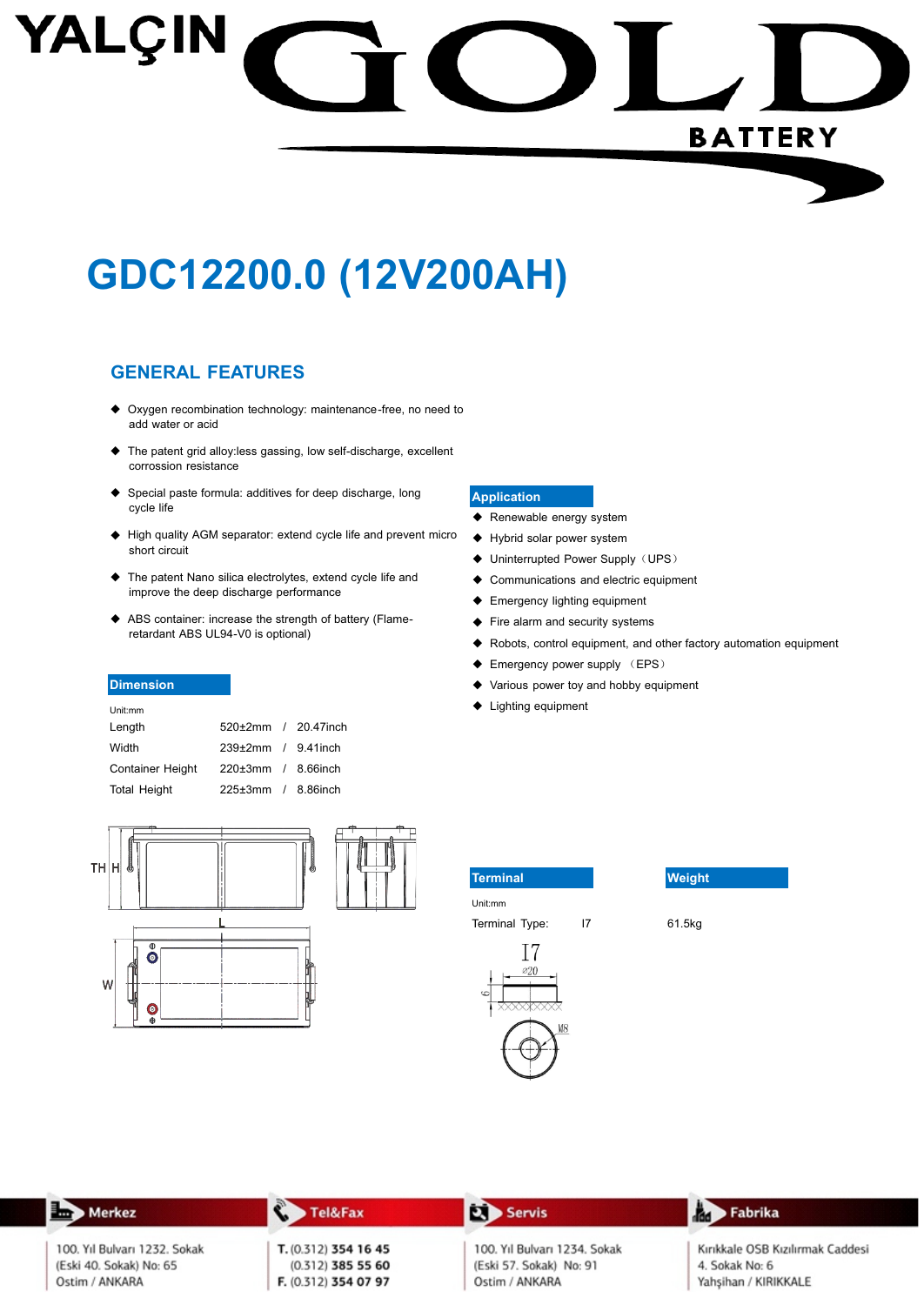# YALÇIN GOLD BATTERY

# GDC12200.0 (12V200AH)

## GENERAL FEATURES

- Oxygen recombination technology: maintenance-free, no need to add water or acid
- The patent grid alloy:less gassing, low self-discharge, excellent corrosion resistance
- Special paste formula: additives for deep discharge, long cycle life
- High quality AGM separator: extend cycle life and prevent micro short circuit
- The patent Nano silica electrolytes, extend cycle life and improve the deep discharge performance
- ABS container: increase the strength of battery (Flame-retardant ABS UL94-V0 is optional)

### Application

- Renewable energy system
- Hybrid solar power system
- Uninterrupted Power Supply（UPS）
- Communications and electric equipment
- Emergency lighting equipment
- Fire alarm and security systems
- Robots, control equipment, and other factory automation equipment
- Emergency power supply （EPS）
- Various power toy and hobby equipment
- Lighting equipment

### Dimension

Unit:mm

| | | |
|---|---|---|
| Length | 520±2mm / | 20.47inch |
| Width | 239±2mm / | 9.41inch |
| Container Height | 220±3mm / | 8.66inch |
| Total Height | 225±3mm / | 8.86inch |

### Terminal

Unit:mm

Terminal Type: I7

### Weight

61.5kg

**Merkez**
100. Yıl Bulvarı 1232. Sokak
(Eski 40. Sokak) No: 65
Ostim / ANKARA

**Tel&Fax**
T. (0.312) 354 16 45
(0.312) 385 55 60
F. (0.312) 354 07 97

**Servis**
100. Yıl Bulvarı 1234. Sokak
(Eski 57. Sokak) No: 91
Ostim / ANKARA

**Fabrika**
Kırıkkale OSB Kızılırmak Caddesi
4. Sokak No: 6
Yahşihan / KIRIKKALE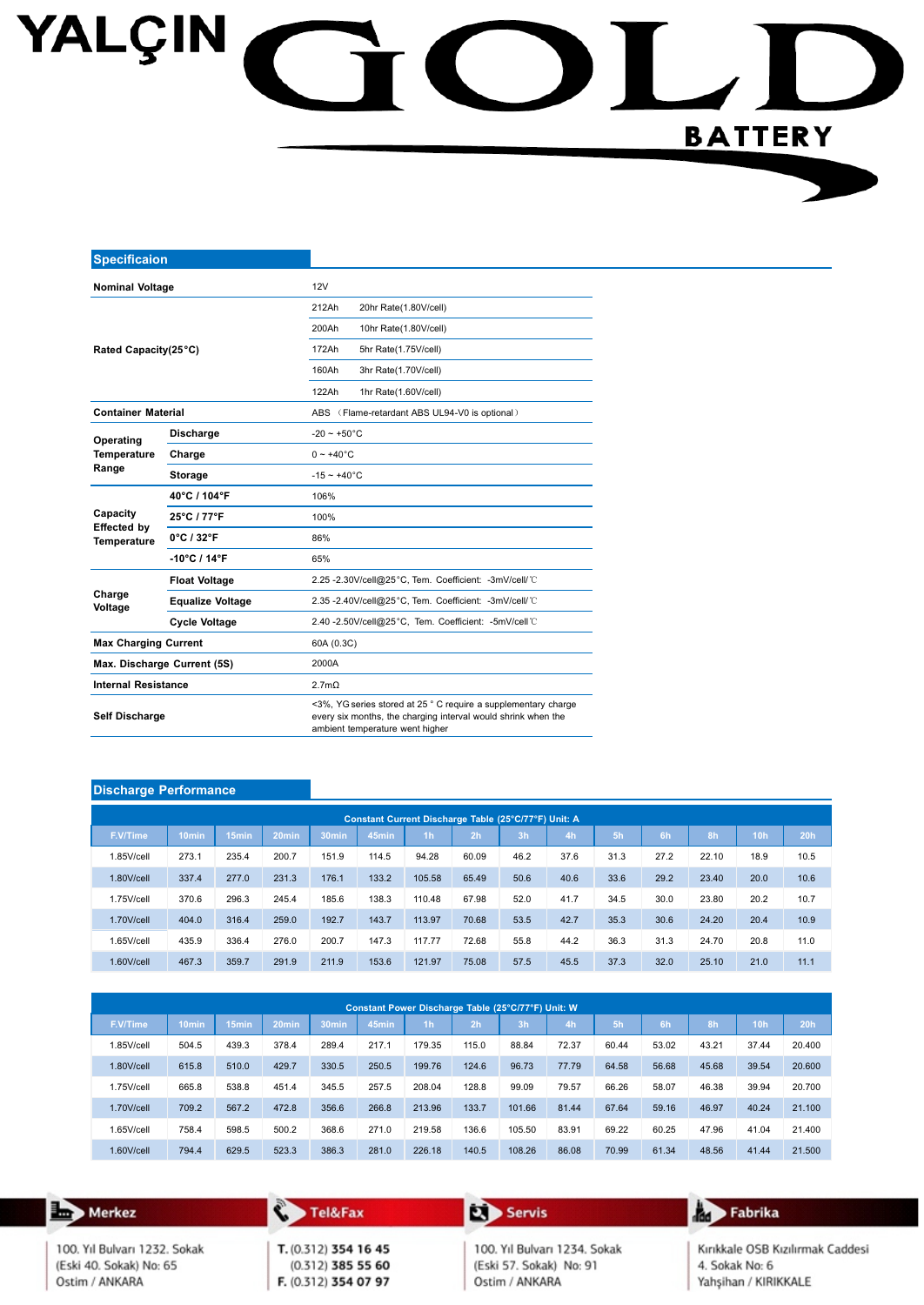# YALÇIN GOLD BATTERY

## Specificaion

| | | |
|---|---|---|
| **Nominal Voltage** | | 12V |
| **Rated Capacity(25°C)** | | 212Ah 20hr Rate(1.80V/cell) |
| | | 200Ah 10hr Rate(1.80V/cell) |
| | | 172Ah 5hr Rate(1.75V/cell) |
| | | 160Ah 3hr Rate(1.70V/cell) |
| | | 122Ah 1hr Rate(1.60V/cell) |
| **Container Material** | | ABS （Flame-retardant ABS UL94-V0 is optional） |
| **Operating Temperature Range** | **Discharge** | -20 ~ +50°C |
| | **Charge** | 0 ~ +40°C |
| | **Storage** | -15 ~ +40°C |
| **Capacity Effected by Temperature** | **40°C / 104°F** | 106% |
| | **25°C / 77°F** | 100% |
| | **0°C / 32°F** | 86% |
| | **-10°C / 14°F** | 65% |
| **Charge Voltage** | **Float Voltage** | 2.25 -2.30V/cell@25°C, Tem. Coefficient: -3mV/cell/℃ |
| | **Equalize Voltage** | 2.35 -2.40V/cell@25°C, Tem. Coefficient: -3mV/cell/℃ |
| | **Cycle Voltage** | 2.40 -2.50V/cell@25°C, Tem. Coefficient: -5mV/cell℃ |
| **Max Charging Current** | | 60A (0.3C) |
| **Max. Discharge Current (5S)** | | 2000A |
| **Internal Resistance** | | 2.7mΩ |
| **Self Discharge** | | <3%, YG series stored at 25 ° C require a supplementary charge every six months, the charging interval would shrink when the ambient temperature went higher |

## Discharge Performance

Constant Current Discharge Table (25°C/77°F) Unit: A

| F.V/Time | 10min | 15min | 20min | 30min | 45min | 1h | 2h | 3h | 4h | 5h | 6h | 8h | 10h | 20h |
|---|---|---|---|---|---|---|---|---|---|---|---|---|---|---|
| 1.85V/cell | 273.1 | 235.4 | 200.7 | 151.9 | 114.5 | 94.28 | 60.09 | 46.2 | 37.6 | 31.3 | 27.2 | 22.10 | 18.9 | 10.5 |
| 1.80V/cell | 337.4 | 277.0 | 231.3 | 176.1 | 133.2 | 105.58 | 65.49 | 50.6 | 40.6 | 33.6 | 29.2 | 23.40 | 20.0 | 10.6 |
| 1.75V/cell | 370.6 | 296.3 | 245.4 | 185.6 | 138.3 | 110.48 | 67.98 | 52.0 | 41.7 | 34.5 | 30.0 | 23.80 | 20.2 | 10.7 |
| 1.70V/cell | 404.0 | 316.4 | 259.0 | 192.7 | 143.7 | 113.97 | 70.68 | 53.5 | 42.7 | 35.3 | 30.6 | 24.20 | 20.4 | 10.9 |
| 1.65V/cell | 435.9 | 336.4 | 276.0 | 200.7 | 147.3 | 117.77 | 72.68 | 55.8 | 44.2 | 36.3 | 31.3 | 24.70 | 20.8 | 11.0 |
| 1.60V/cell | 467.3 | 359.7 | 291.9 | 211.9 | 153.6 | 121.97 | 75.08 | 57.5 | 45.5 | 37.3 | 32.0 | 25.10 | 21.0 | 11.1 |

Constant Power Discharge Table (25°C/77°F) Unit: W

| F.V/Time | 10min | 15min | 20min | 30min | 45min | 1h | 2h | 3h | 4h | 5h | 6h | 8h | 10h | 20h |
|---|---|---|---|---|---|---|---|---|---|---|---|---|---|---|
| 1.85V/cell | 504.5 | 439.3 | 378.4 | 289.4 | 217.1 | 179.35 | 115.0 | 88.84 | 72.37 | 60.44 | 53.02 | 43.21 | 37.44 | 20.400 |
| 1.80V/cell | 615.8 | 510.0 | 429.7 | 330.5 | 250.5 | 199.76 | 124.6 | 96.73 | 77.79 | 64.58 | 56.68 | 45.68 | 39.54 | 20.600 |
| 1.75V/cell | 665.8 | 538.8 | 451.4 | 345.5 | 257.5 | 208.04 | 128.8 | 99.09 | 79.57 | 66.26 | 58.07 | 46.38 | 39.94 | 20.700 |
| 1.70V/cell | 709.2 | 567.2 | 472.8 | 356.6 | 266.8 | 213.96 | 133.7 | 101.66 | 81.44 | 67.64 | 59.16 | 46.97 | 40.24 | 21.100 |
| 1.65V/cell | 758.4 | 598.5 | 500.2 | 368.6 | 271.0 | 219.58 | 136.6 | 105.50 | 83.91 | 69.22 | 60.25 | 47.96 | 41.04 | 21.400 |
| 1.60V/cell | 794.4 | 629.5 | 523.3 | 386.3 | 281.0 | 226.18 | 140.5 | 108.26 | 86.08 | 70.99 | 61.34 | 48.56 | 41.44 | 21.500 |

**Merkez**
100. Yıl Bulvarı 1232. Sokak
(Eski 40. Sokak) No: 65
Ostim / ANKARA

**Tel&Fax**
T. (0.312) 354 16 45
(0.312) 385 55 60
F. (0.312) 354 07 97

**Servis**
100. Yıl Bulvarı 1234. Sokak
(Eski 57. Sokak) No: 91
Ostim / ANKARA

**Fabrika**
Kırıkkale OSB Kızılırmak Caddesi
4. Sokak No: 6
Yahşihan / KIRIKKALE